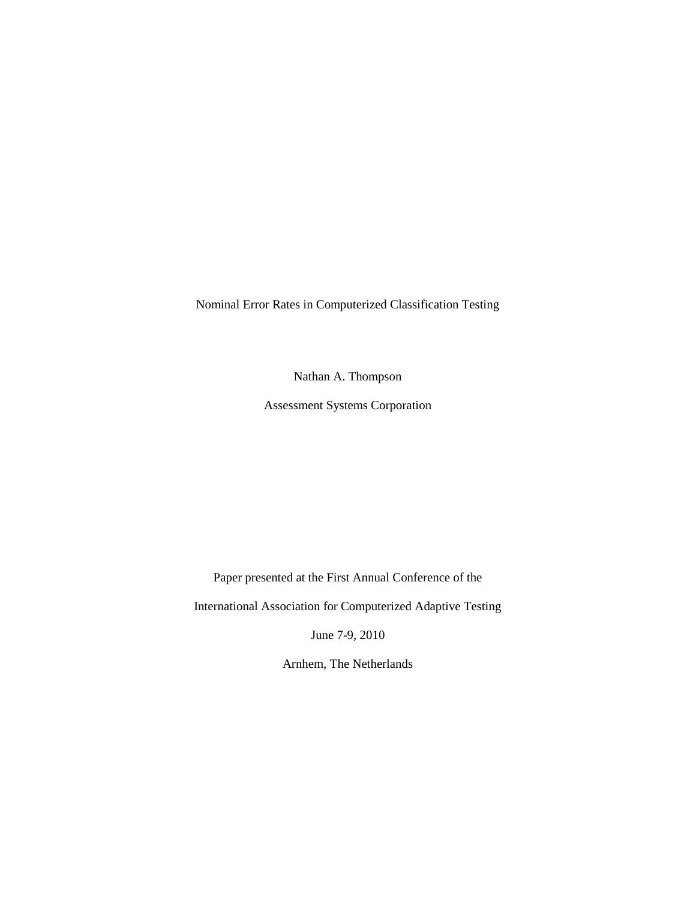# Nominal Error Rates in Computerized Classification Testing

Nathan A. Thompson

Assessment Systems Corporation

Paper presented at the First Annual Conference of the

International Association for Computerized Adaptive Testing

June 7-9, 2010

Arnhem, The Netherlands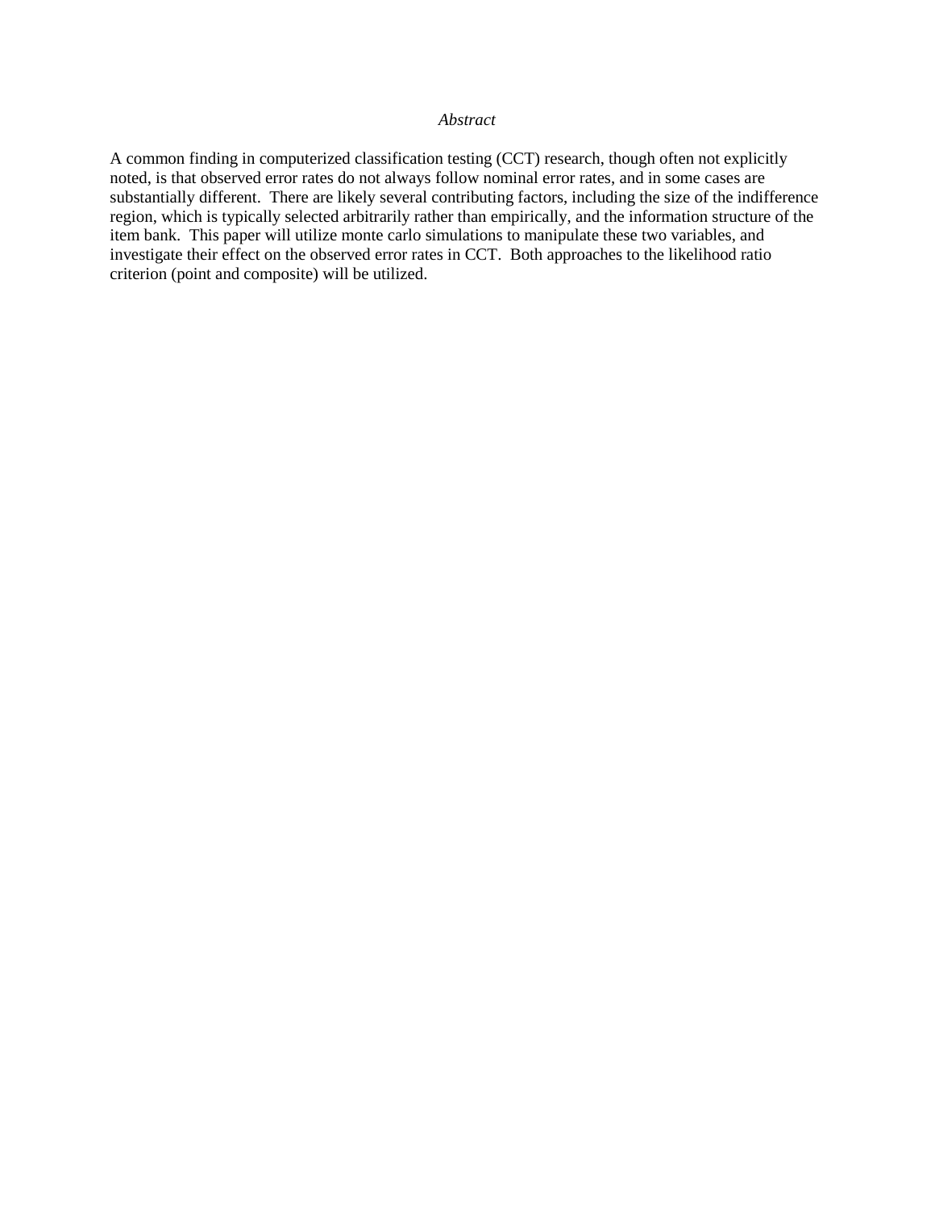*Abstract*

A common finding in computerized classification testing (CCT) research, though often not explicitly noted, is that observed error rates do not always follow nominal error rates, and in some cases are substantially different. There are likely several contributing factors, including the size of the indifference region, which is typically selected arbitrarily rather than empirically, and the information structure of the item bank. This paper will utilize monte carlo simulations to manipulate these two variables, and investigate their effect on the observed error rates in CCT. Both approaches to the likelihood ratio criterion (point and composite) will be utilized.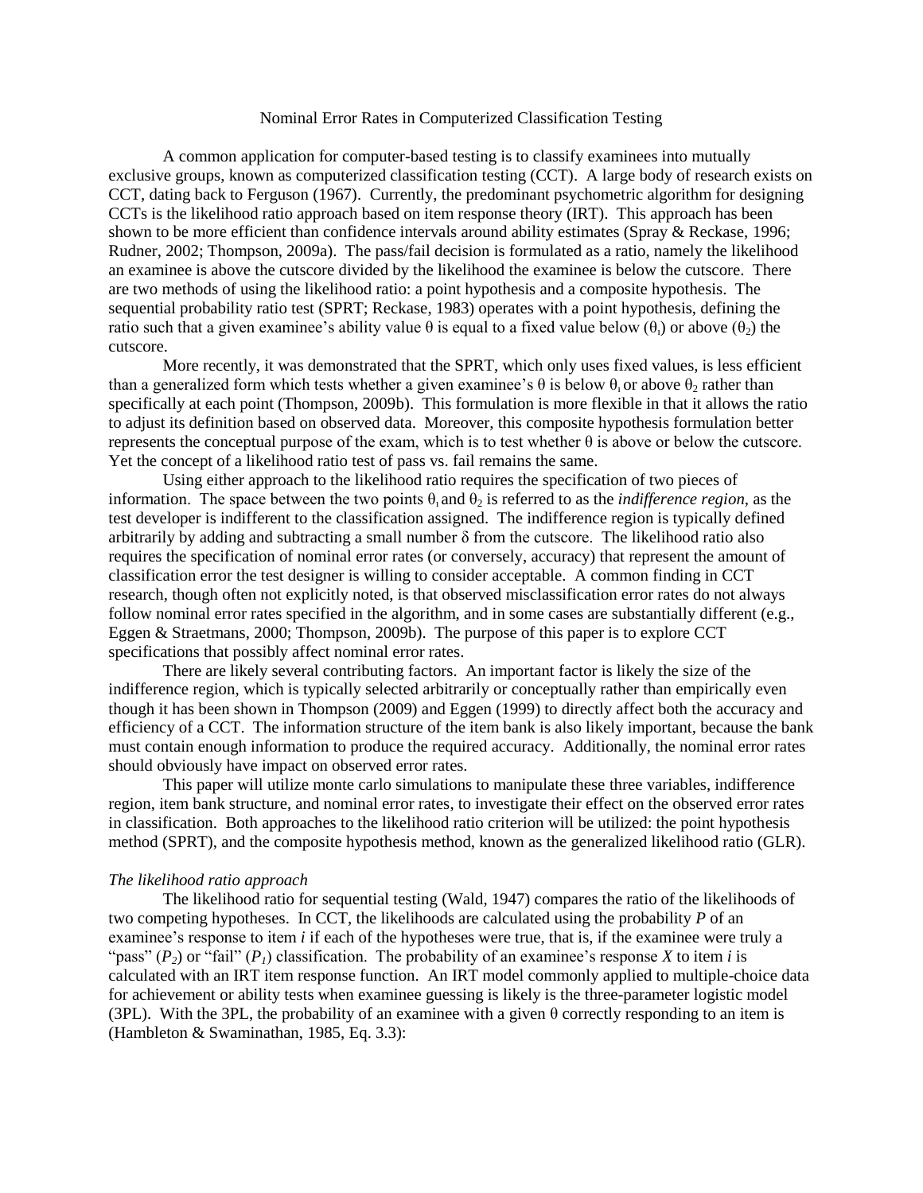Nominal Error Rates in Computerized Classification Testing

A common application for computer-based testing is to classify examinees into mutually exclusive groups, known as computerized classification testing (CCT). A large body of research exists on CCT, dating back to Ferguson (1967). Currently, the predominant psychometric algorithm for designing CCTs is the likelihood ratio approach based on item response theory (IRT). This approach has been shown to be more efficient than confidence intervals around ability estimates (Spray & Reckase, 1996; Rudner, 2002; Thompson, 2009a). The pass/fail decision is formulated as a ratio, namely the likelihood an examinee is above the cutscore divided by the likelihood the examinee is below the cutscore. There are two methods of using the likelihood ratio: a point hypothesis and a composite hypothesis. The sequential probability ratio test (SPRT; Reckase, 1983) operates with a point hypothesis, defining the ratio such that a given examinee's ability value θ is equal to a fixed value below ($\theta_1$) or above ($\theta_2$) the cutscore.

More recently, it was demonstrated that the SPRT, which only uses fixed values, is less efficient than a generalized form which tests whether a given examinee's θ is below $\theta_1$ or above $\theta_2$ rather than specifically at each point (Thompson, 2009b). This formulation is more flexible in that it allows the ratio to adjust its definition based on observed data. Moreover, this composite hypothesis formulation better represents the conceptual purpose of the exam, which is to test whether θ is above or below the cutscore. Yet the concept of a likelihood ratio test of pass vs. fail remains the same.

Using either approach to the likelihood ratio requires the specification of two pieces of information. The space between the two points $\theta_1$ and $\theta_2$ is referred to as the *indifference region*, as the test developer is indifferent to the classification assigned. The indifference region is typically defined arbitrarily by adding and subtracting a small number δ from the cutscore. The likelihood ratio also requires the specification of nominal error rates (or conversely, accuracy) that represent the amount of classification error the test designer is willing to consider acceptable. A common finding in CCT research, though often not explicitly noted, is that observed misclassification error rates do not always follow nominal error rates specified in the algorithm, and in some cases are substantially different (e.g., Eggen & Straetmans, 2000; Thompson, 2009b). The purpose of this paper is to explore CCT specifications that possibly affect nominal error rates.

There are likely several contributing factors. An important factor is likely the size of the indifference region, which is typically selected arbitrarily or conceptually rather than empirically even though it has been shown in Thompson (2009) and Eggen (1999) to directly affect both the accuracy and efficiency of a CCT. The information structure of the item bank is also likely important, because the bank must contain enough information to produce the required accuracy. Additionally, the nominal error rates should obviously have impact on observed error rates.

This paper will utilize monte carlo simulations to manipulate these three variables, indifference region, item bank structure, and nominal error rates, to investigate their effect on the observed error rates in classification. Both approaches to the likelihood ratio criterion will be utilized: the point hypothesis method (SPRT), and the composite hypothesis method, known as the generalized likelihood ratio (GLR).

*The likelihood ratio approach*

The likelihood ratio for sequential testing (Wald, 1947) compares the ratio of the likelihoods of two competing hypotheses. In CCT, the likelihoods are calculated using the probability *P* of an examinee's response to item *i* if each of the hypotheses were true, that is, if the examinee were truly a "pass" ($P_2$) or "fail" ($P_1$) classification. The probability of an examinee's response *X* to item *i* is calculated with an IRT item response function. An IRT model commonly applied to multiple-choice data for achievement or ability tests when examinee guessing is likely is the three-parameter logistic model (3PL). With the 3PL, the probability of an examinee with a given θ correctly responding to an item is (Hambleton & Swaminathan, 1985, Eq. 3.3):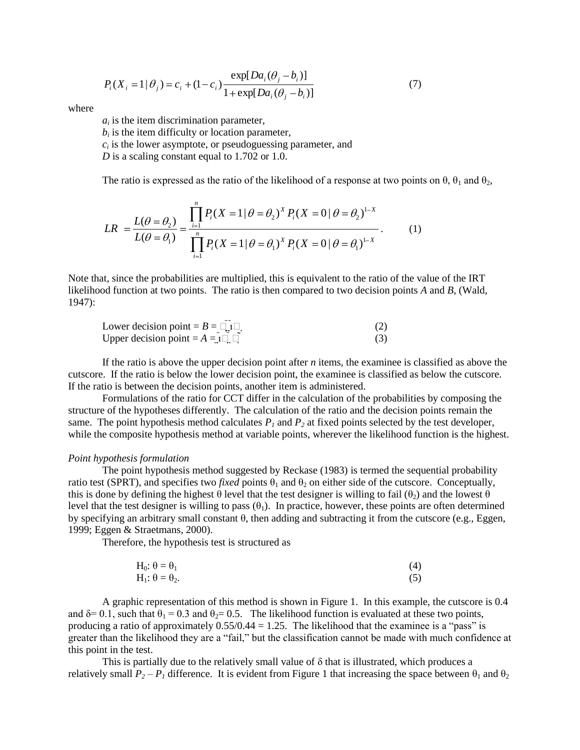$$P_i(X_i = 1 \mid \theta_j) = c_i + (1 - c_i)\frac{\exp[Da_i(\theta_j - b_i)]}{1 + \exp[Da_i(\theta_j - b_i)]} \tag{7}$$

where

$a_i$ is the item discrimination parameter,
$b_i$ is the item difficulty or location parameter,
$c_i$ is the lower asymptote, or pseudoguessing parameter, and
$D$ is a scaling constant equal to 1.702 or 1.0.

The ratio is expressed as the ratio of the likelihood of a response at two points on θ, $\theta_1$ and $\theta_2$,

$$LR = \frac{L(\theta = \theta_2)}{L(\theta = \theta_1)} = \frac{\prod_{i=1}^{n} P_i(X = 1 \mid \theta = \theta_2)^X \, P_i(X = 0 \mid \theta = \theta_2)^{1-X}}{\prod_{i=1}^{n} P_i(X = 1 \mid \theta = \theta_1)^X \, P_i(X = 0 \mid \theta = \theta_1)^{1-X}}. \tag{1}$$

Note that, since the probabilities are multiplied, this is equivalent to the ratio of the value of the IRT likelihood function at two points. The ratio is then compared to two decision points *A* and *B*, (Wald, 1947):

$$\text{Lower decision point} = B = \frac{\beta}{1-\alpha} \tag{2}$$

$$\text{Upper decision point} = A = \frac{1-\beta}{\alpha} \tag{3}$$

If the ratio is above the upper decision point after *n* items, the examinee is classified as above the cutscore. If the ratio is below the lower decision point, the examinee is classified as below the cutscore. If the ratio is between the decision points, another item is administered.

Formulations of the ratio for CCT differ in the calculation of the probabilities by composing the structure of the hypotheses differently. The calculation of the ratio and the decision points remain the same. The point hypothesis method calculates $P_1$ and $P_2$ at fixed points selected by the test developer, while the composite hypothesis method at variable points, wherever the likelihood function is the highest.

*Point hypothesis formulation*

The point hypothesis method suggested by Reckase (1983) is termed the sequential probability ratio test (SPRT), and specifies two *fixed* points $\theta_1$ and $\theta_2$ on either side of the cutscore. Conceptually, this is done by defining the highest θ level that the test designer is willing to fail ($\theta_2$) and the lowest θ level that the test designer is willing to pass ($\theta_1$). In practice, however, these points are often determined by specifying an arbitrary small constant θ, then adding and subtracting it from the cutscore (e.g., Eggen, 1999; Eggen & Straetmans, 2000).

Therefore, the hypothesis test is structured as

$$H_0: \theta = \theta_1 \tag{4}$$

$$H_1: \theta = \theta_2. \tag{5}$$

A graphic representation of this method is shown in Figure 1. In this example, the cutscore is 0.4 and $\delta = 0.1$, such that $\theta_1 = 0.3$ and $\theta_2 = 0.5$. The likelihood function is evaluated at these two points, producing a ratio of approximately 0.55/0.44 = 1.25. The likelihood that the examinee is a "pass" is greater than the likelihood they are a "fail," but the classification cannot be made with much confidence at this point in the test.

This is partially due to the relatively small value of δ that is illustrated, which produces a relatively small $P_2 - P_1$ difference. It is evident from Figure 1 that increasing the space between $\theta_1$ and $\theta_2$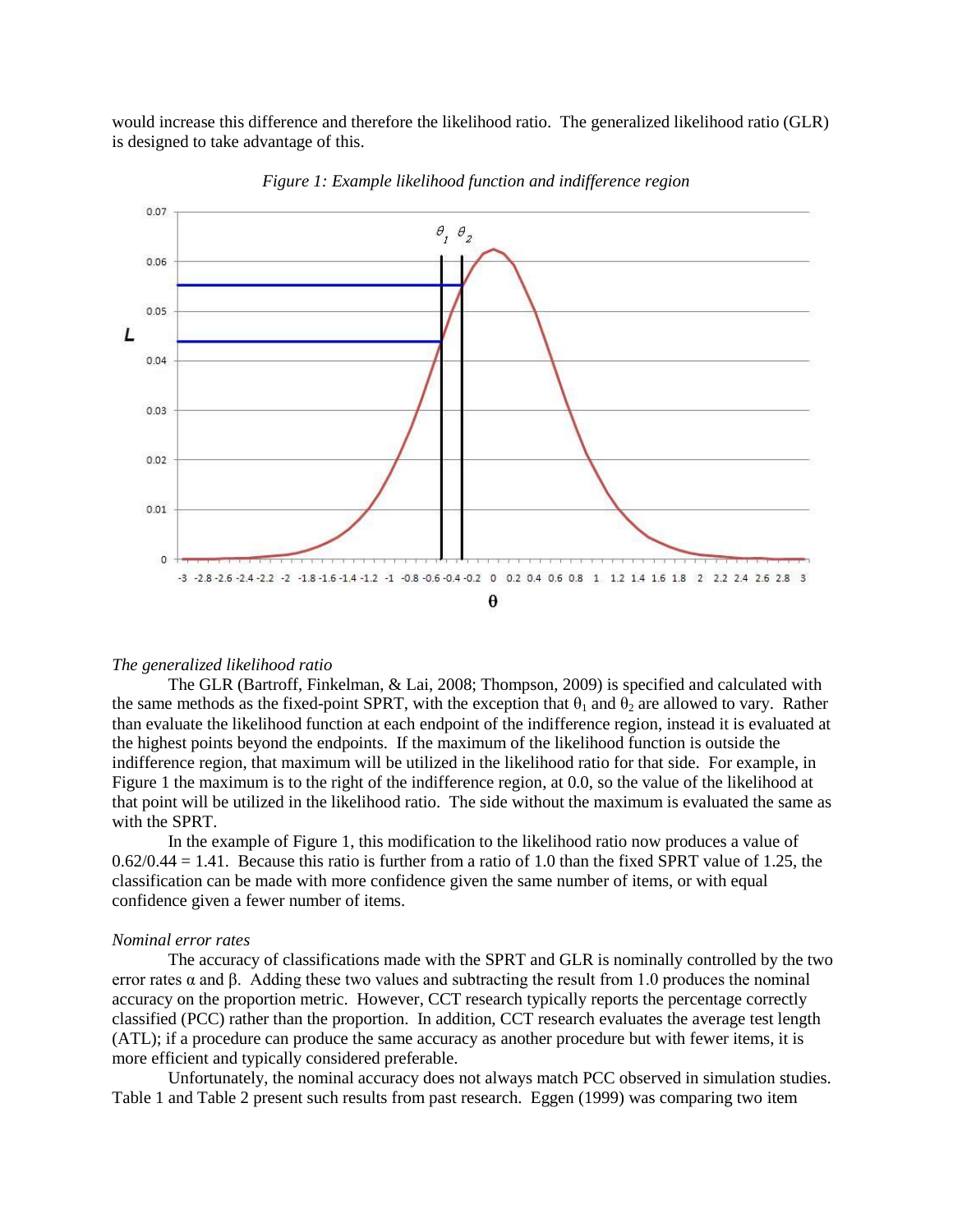would increase this difference and therefore the likelihood ratio. The generalized likelihood ratio (GLR) is designed to take advantage of this.

*Figure 1: Example likelihood function and indifference region*

*The generalized likelihood ratio*

The GLR (Bartroff, Finkelman, & Lai, 2008; Thompson, 2009) is specified and calculated with the same methods as the fixed-point SPRT, with the exception that $\theta_1$ and $\theta_2$ are allowed to vary. Rather than evaluate the likelihood function at each endpoint of the indifference region, instead it is evaluated at the highest points beyond the endpoints. If the maximum of the likelihood function is outside the indifference region, that maximum will be utilized in the likelihood ratio for that side. For example, in Figure 1 the maximum is to the right of the indifference region, at 0.0, so the value of the likelihood at that point will be utilized in the likelihood ratio. The side without the maximum is evaluated the same as with the SPRT.

In the example of Figure 1, this modification to the likelihood ratio now produces a value of 0.62/0.44 = 1.41. Because this ratio is further from a ratio of 1.0 than the fixed SPRT value of 1.25, the classification can be made with more confidence given the same number of items, or with equal confidence given a fewer number of items.

*Nominal error rates*

The accuracy of classifications made with the SPRT and GLR is nominally controlled by the two error rates $\alpha$ and $\beta$. Adding these two values and subtracting the result from 1.0 produces the nominal accuracy on the proportion metric. However, CCT research typically reports the percentage correctly classified (PCC) rather than the proportion. In addition, CCT research evaluates the average test length (ATL); if a procedure can produce the same accuracy as another procedure but with fewer items, it is more efficient and typically considered preferable.

Unfortunately, the nominal accuracy does not always match PCC observed in simulation studies. Table 1 and Table 2 present such results from past research. Eggen (1999) was comparing two item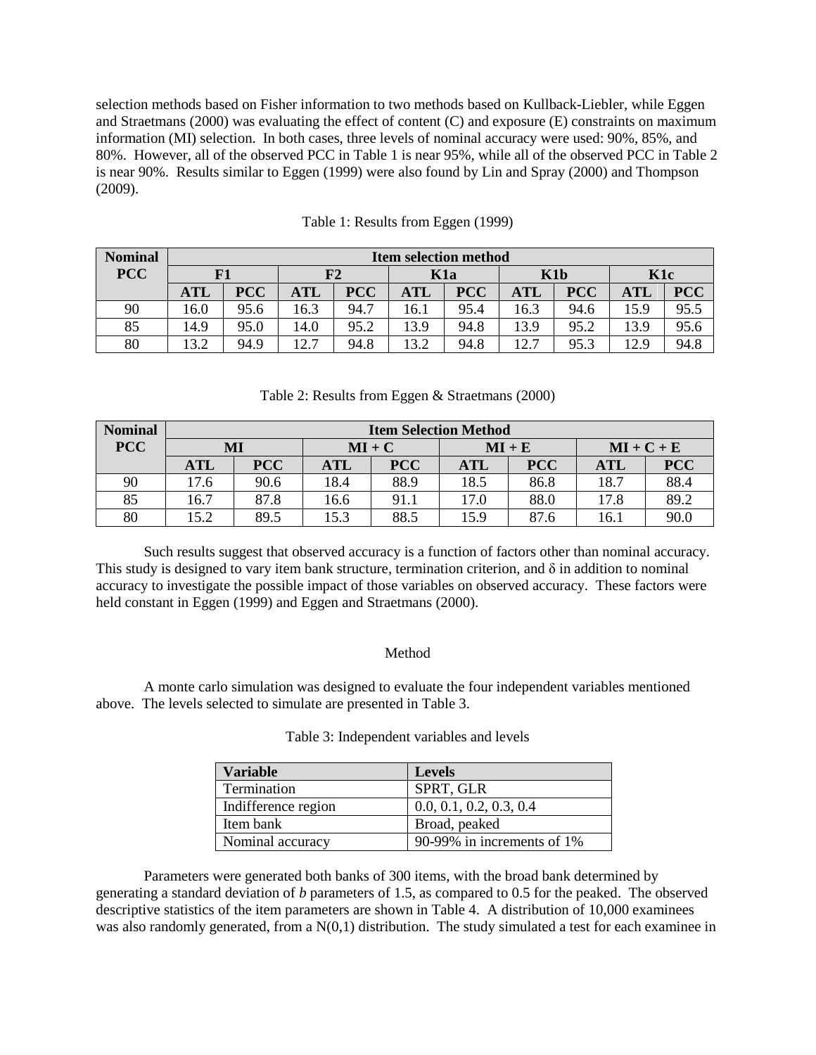selection methods based on Fisher information to two methods based on Kullback-Liebler, while Eggen and Straetmans (2000) was evaluating the effect of content (C) and exposure (E) constraints on maximum information (MI) selection. In both cases, three levels of nominal accuracy were used: 90%, 85%, and 80%. However, all of the observed PCC in Table 1 is near 95%, while all of the observed PCC in Table 2 is near 90%. Results similar to Eggen (1999) were also found by Lin and Spray (2000) and Thompson (2009).

Table 1: Results from Eggen (1999)

| **Nominal PCC** | **Item selection method** | | | | | | | | | |
|---|---|---|---|---|---|---|---|---|---|---|
| | **F1** | | **F2** | | **K1a** | | **K1b** | | **K1c** | |
| | **ATL** | **PCC** | **ATL** | **PCC** | **ATL** | **PCC** | **ATL** | **PCC** | **ATL** | **PCC** |
| 90 | 16.0 | 95.6 | 16.3 | 94.7 | 16.1 | 95.4 | 16.3 | 94.6 | 15.9 | 95.5 |
| 85 | 14.9 | 95.0 | 14.0 | 95.2 | 13.9 | 94.8 | 13.9 | 95.2 | 13.9 | 95.6 |
| 80 | 13.2 | 94.9 | 12.7 | 94.8 | 13.2 | 94.8 | 12.7 | 95.3 | 12.9 | 94.8 |

Table 2: Results from Eggen & Straetmans (2000)

| **Nominal PCC** | **Item Selection Method** | | | | | | | |
|---|---|---|---|---|---|---|---|---|
| | **MI** | | **MI + C** | | **MI + E** | | **MI + C + E** | |
| | **ATL** | **PCC** | **ATL** | **PCC** | **ATL** | **PCC** | **ATL** | **PCC** |
| 90 | 17.6 | 90.6 | 18.4 | 88.9 | 18.5 | 86.8 | 18.7 | 88.4 |
| 85 | 16.7 | 87.8 | 16.6 | 91.1 | 17.0 | 88.0 | 17.8 | 89.2 |
| 80 | 15.2 | 89.5 | 15.3 | 88.5 | 15.9 | 87.6 | 16.1 | 90.0 |

Such results suggest that observed accuracy is a function of factors other than nominal accuracy. This study is designed to vary item bank structure, termination criterion, and $\delta$ in addition to nominal accuracy to investigate the possible impact of those variables on observed accuracy. These factors were held constant in Eggen (1999) and Eggen and Straetmans (2000).

## Method

A monte carlo simulation was designed to evaluate the four independent variables mentioned above. The levels selected to simulate are presented in Table 3.

Table 3: Independent variables and levels

| **Variable** | **Levels** |
|---|---|
| Termination | SPRT, GLR |
| Indifference region | 0.0, 0.1, 0.2, 0.3, 0.4 |
| Item bank | Broad, peaked |
| Nominal accuracy | 90-99% in increments of 1% |

Parameters were generated both banks of 300 items, with the broad bank determined by generating a standard deviation of *b* parameters of 1.5, as compared to 0.5 for the peaked. The observed descriptive statistics of the item parameters are shown in Table 4. A distribution of 10,000 examinees was also randomly generated, from a N(0,1) distribution. The study simulated a test for each examinee in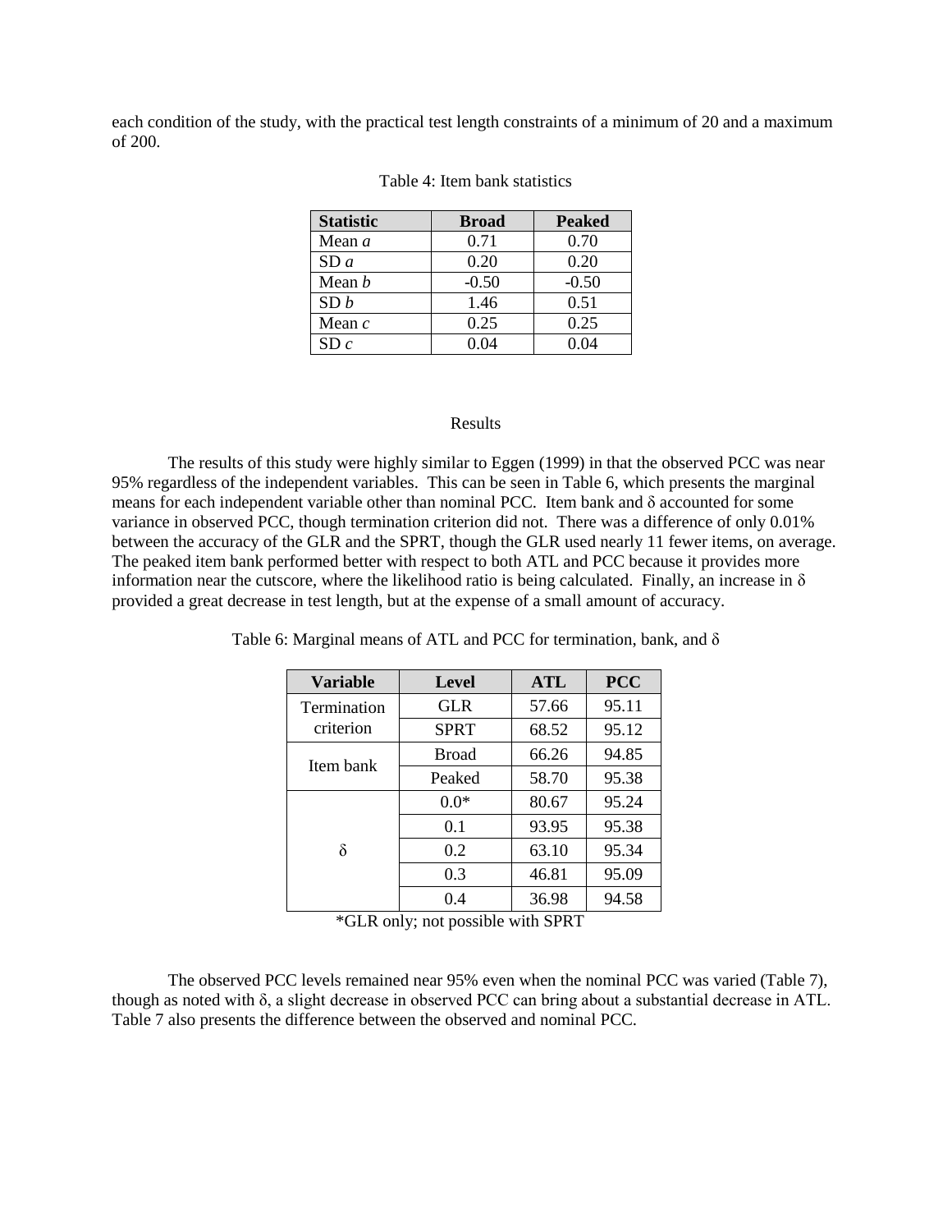each condition of the study, with the practical test length constraints of a minimum of 20 and a maximum of 200.

Table 4: Item bank statistics

| Statistic | Broad | Peaked |
|---|---|---|
| Mean *a* | 0.71 | 0.70 |
| SD *a* | 0.20 | 0.20 |
| Mean *b* | -0.50 | -0.50 |
| SD *b* | 1.46 | 0.51 |
| Mean *c* | 0.25 | 0.25 |
| SD *c* | 0.04 | 0.04 |

## Results

The results of this study were highly similar to Eggen (1999) in that the observed PCC was near 95% regardless of the independent variables. This can be seen in Table 6, which presents the marginal means for each independent variable other than nominal PCC. Item bank and δ accounted for some variance in observed PCC, though termination criterion did not. There was a difference of only 0.01% between the accuracy of the GLR and the SPRT, though the GLR used nearly 11 fewer items, on average. The peaked item bank performed better with respect to both ATL and PCC because it provides more information near the cutscore, where the likelihood ratio is being calculated. Finally, an increase in δ provided a great decrease in test length, but at the expense of a small amount of accuracy.

Table 6: Marginal means of ATL and PCC for termination, bank, and δ

| Variable | Level | ATL | PCC |
|---|---|---|---|
| Termination criterion | GLR | 57.66 | 95.11 |
| | SPRT | 68.52 | 95.12 |
| Item bank | Broad | 66.26 | 94.85 |
| | Peaked | 58.70 | 95.38 |
| δ | 0.0* | 80.67 | 95.24 |
| | 0.1 | 93.95 | 95.38 |
| | 0.2 | 63.10 | 95.34 |
| | 0.3 | 46.81 | 95.09 |
| | 0.4 | 36.98 | 94.58 |

*GLR only; not possible with SPRT

The observed PCC levels remained near 95% even when the nominal PCC was varied (Table 7), though as noted with δ, a slight decrease in observed PCC can bring about a substantial decrease in ATL. Table 7 also presents the difference between the observed and nominal PCC.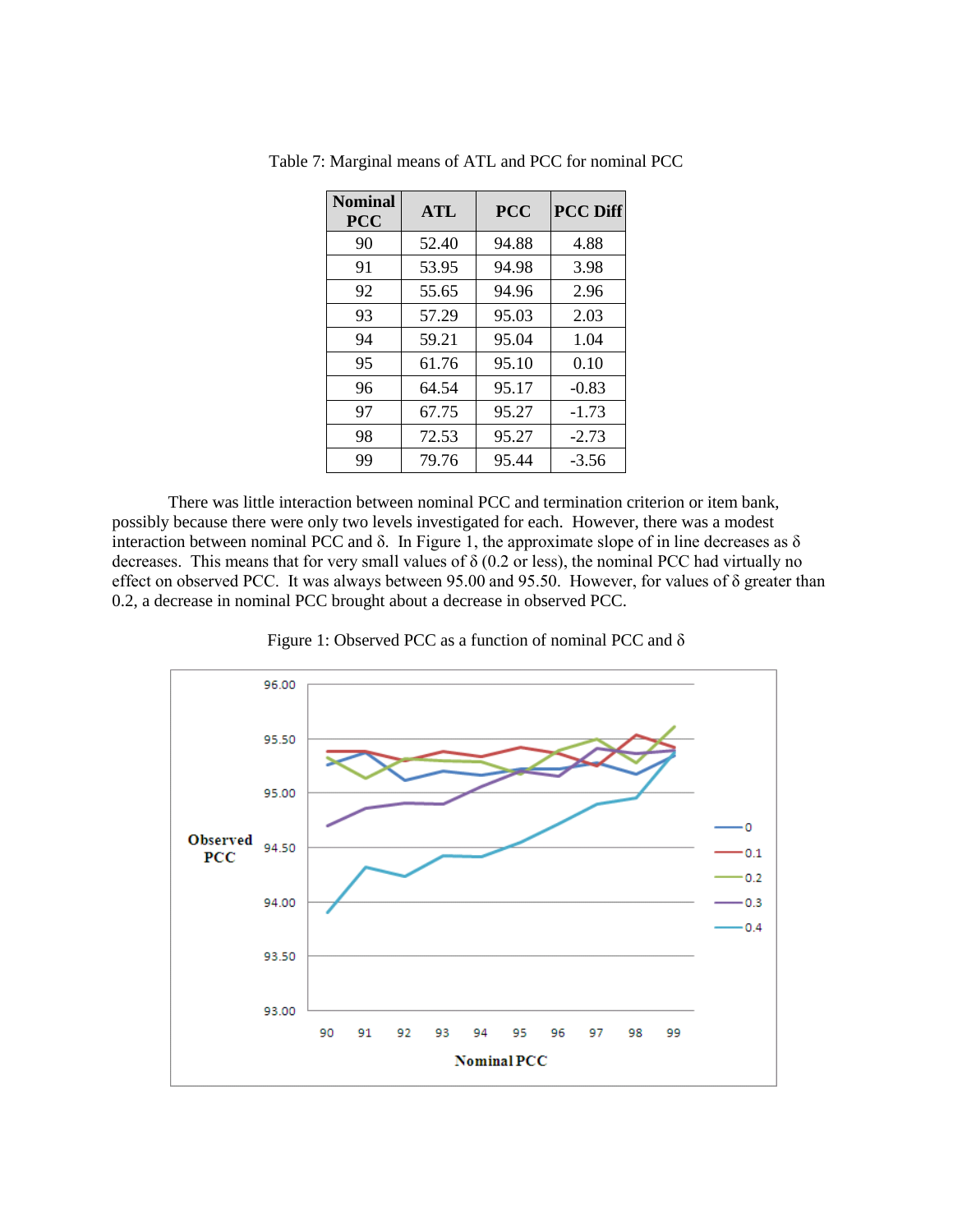Table 7: Marginal means of ATL and PCC for nominal PCC

| Nominal PCC | ATL | PCC | PCC Diff |
|---|---|---|---|
| 90 | 52.40 | 94.88 | 4.88 |
| 91 | 53.95 | 94.98 | 3.98 |
| 92 | 55.65 | 94.96 | 2.96 |
| 93 | 57.29 | 95.03 | 2.03 |
| 94 | 59.21 | 95.04 | 1.04 |
| 95 | 61.76 | 95.10 | 0.10 |
| 96 | 64.54 | 95.17 | -0.83 |
| 97 | 67.75 | 95.27 | -1.73 |
| 98 | 72.53 | 95.27 | -2.73 |
| 99 | 79.76 | 95.44 | -3.56 |

There was little interaction between nominal PCC and termination criterion or item bank, possibly because there were only two levels investigated for each. However, there was a modest interaction between nominal PCC and δ. In Figure 1, the approximate slope of in line decreases as δ decreases. This means that for very small values of δ (0.2 or less), the nominal PCC had virtually no effect on observed PCC. It was always between 95.00 and 95.50. However, for values of δ greater than 0.2, a decrease in nominal PCC brought about a decrease in observed PCC.

Figure 1: Observed PCC as a function of nominal PCC and δ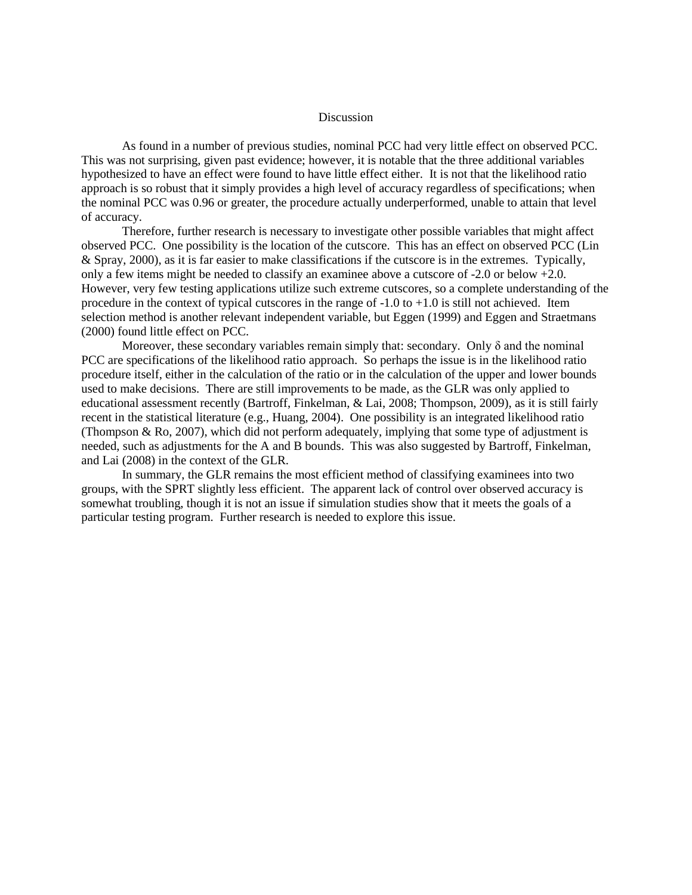# Discussion

As found in a number of previous studies, nominal PCC had very little effect on observed PCC. This was not surprising, given past evidence; however, it is notable that the three additional variables hypothesized to have an effect were found to have little effect either. It is not that the likelihood ratio approach is so robust that it simply provides a high level of accuracy regardless of specifications; when the nominal PCC was 0.96 or greater, the procedure actually underperformed, unable to attain that level of accuracy.

Therefore, further research is necessary to investigate other possible variables that might affect observed PCC. One possibility is the location of the cutscore. This has an effect on observed PCC (Lin & Spray, 2000), as it is far easier to make classifications if the cutscore is in the extremes. Typically, only a few items might be needed to classify an examinee above a cutscore of -2.0 or below +2.0. However, very few testing applications utilize such extreme cutscores, so a complete understanding of the procedure in the context of typical cutscores in the range of -1.0 to +1.0 is still not achieved. Item selection method is another relevant independent variable, but Eggen (1999) and Eggen and Straetmans (2000) found little effect on PCC.

Moreover, these secondary variables remain simply that: secondary. Only $\delta$ and the nominal PCC are specifications of the likelihood ratio approach. So perhaps the issue is in the likelihood ratio procedure itself, either in the calculation of the ratio or in the calculation of the upper and lower bounds used to make decisions. There are still improvements to be made, as the GLR was only applied to educational assessment recently (Bartroff, Finkelman, & Lai, 2008; Thompson, 2009), as it is still fairly recent in the statistical literature (e.g., Huang, 2004). One possibility is an integrated likelihood ratio (Thompson & Ro, 2007), which did not perform adequately, implying that some type of adjustment is needed, such as adjustments for the A and B bounds. This was also suggested by Bartroff, Finkelman, and Lai (2008) in the context of the GLR.

In summary, the GLR remains the most efficient method of classifying examinees into two groups, with the SPRT slightly less efficient. The apparent lack of control over observed accuracy is somewhat troubling, though it is not an issue if simulation studies show that it meets the goals of a particular testing program. Further research is needed to explore this issue.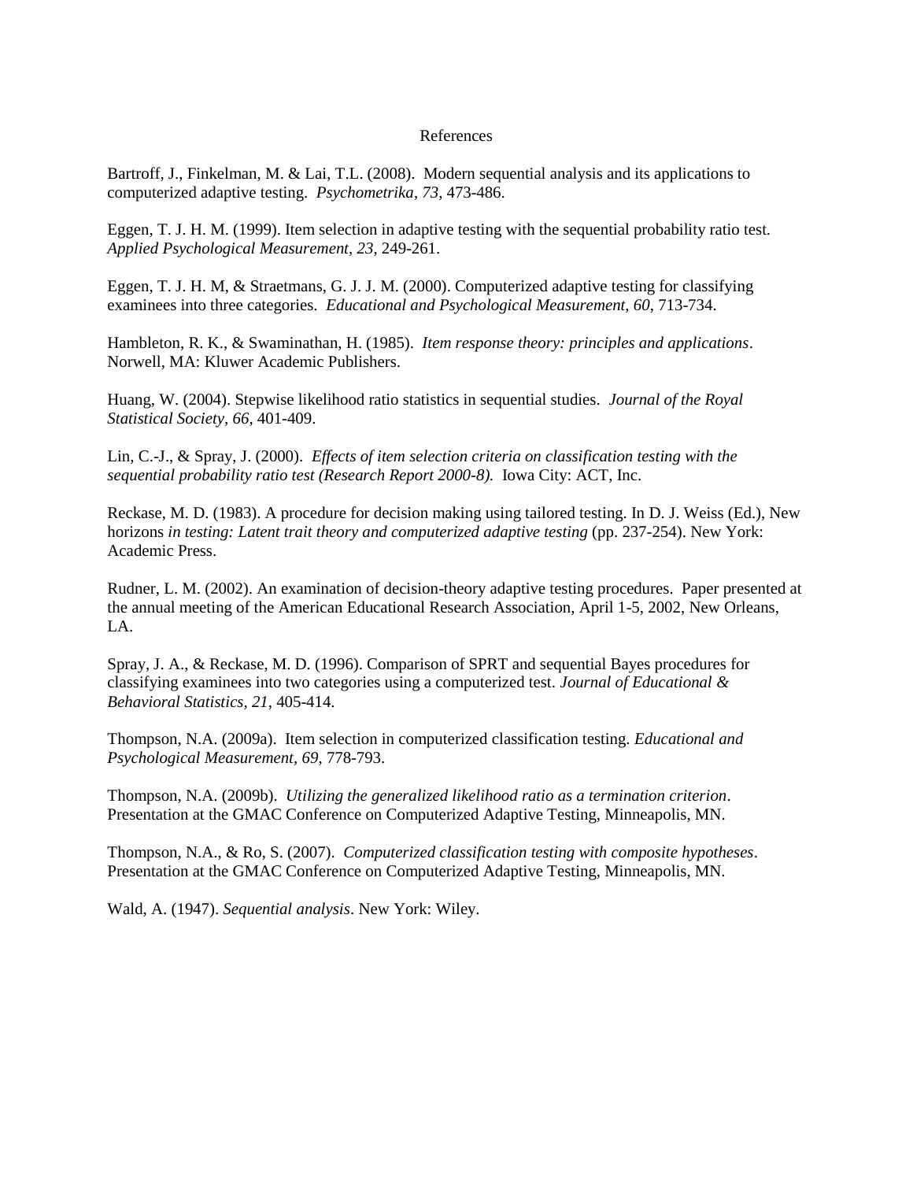# References

Bartroff, J., Finkelman, M. & Lai, T.L. (2008). Modern sequential analysis and its applications to computerized adaptive testing. *Psychometrika*, *73*, 473-486.

Eggen, T. J. H. M. (1999). Item selection in adaptive testing with the sequential probability ratio test. *Applied Psychological Measurement*, *23*, 249-261.

Eggen, T. J. H. M, & Straetmans, G. J. J. M. (2000). Computerized adaptive testing for classifying examinees into three categories. *Educational and Psychological Measurement*, *60*, 713-734.

Hambleton, R. K., & Swaminathan, H. (1985). *Item response theory: principles and applications*. Norwell, MA: Kluwer Academic Publishers.

Huang, W. (2004). Stepwise likelihood ratio statistics in sequential studies. *Journal of the Royal Statistical Society, 66,* 401-409.

Lin, C.-J., & Spray, J. (2000). *Effects of item selection criteria on classification testing with the sequential probability ratio test (Research Report 2000-8).* Iowa City: ACT, Inc.

Reckase, M. D. (1983). A procedure for decision making using tailored testing. In D. J. Weiss (Ed.), New horizons *in testing: Latent trait theory and computerized adaptive testing* (pp. 237-254). New York: Academic Press.

Rudner, L. M. (2002). An examination of decision-theory adaptive testing procedures. Paper presented at the annual meeting of the American Educational Research Association, April 1-5, 2002, New Orleans, LA.

Spray, J. A., & Reckase, M. D. (1996). Comparison of SPRT and sequential Bayes procedures for classifying examinees into two categories using a computerized test. *Journal of Educational & Behavioral Statistics, 21*, 405-414.

Thompson, N.A. (2009a). Item selection in computerized classification testing. *Educational and Psychological Measurement, 69*, 778-793.

Thompson, N.A. (2009b). *Utilizing the generalized likelihood ratio as a termination criterion*. Presentation at the GMAC Conference on Computerized Adaptive Testing, Minneapolis, MN.

Thompson, N.A., & Ro, S. (2007). *Computerized classification testing with composite hypotheses*. Presentation at the GMAC Conference on Computerized Adaptive Testing, Minneapolis, MN.

Wald, A. (1947). *Sequential analysis*. New York: Wiley.